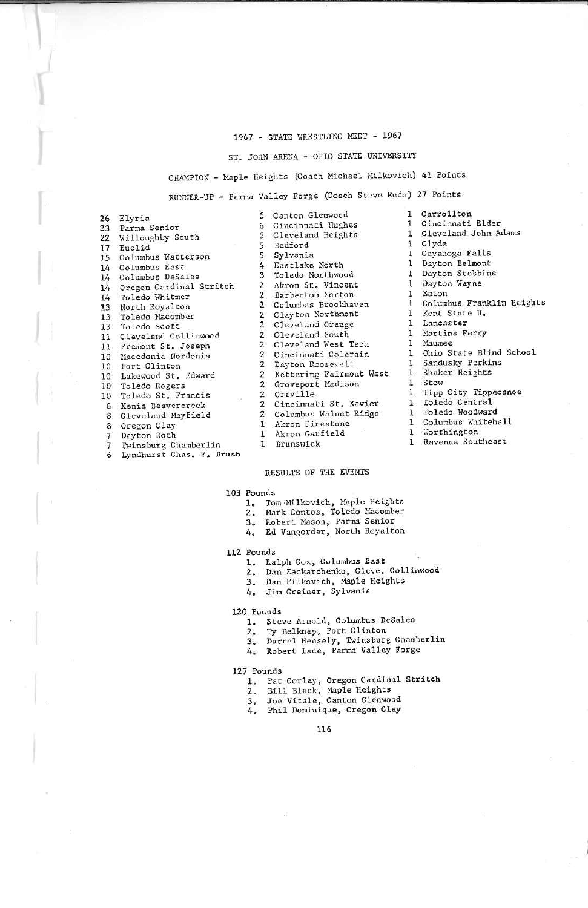# 1967 - STATE WRESTLING MEET - 1967

## ST. JOHN ARENA - OHIO STATE UNIVERSITY

CHAMPION - Maple Heights (Coach Michael Milkovich) 41 Points

RUNNER-UP - Parma Valley Forge (Coach Steve Rudo) 27 Points

26 Elyria
23 Parma Senior
22 Willoughby South
17 Euclid
15 Columbus Watterson
14 Columbus East
14 Columbus DeSales
14 Oregon Cardinal Stritch
14 Toledo Whitmer
13 North Royalton
13 Toledo Macomber
13 Toledo Scott
11 Cleveland Collinwood
11 Fremont St. Joseph
10 Macedonia Nordonia
10 Port Clinton
10 Lakewood St. Edward
10 Toledo Rogers
10 Toledo St. Francis
8 Xenia Beavercreek
8 Cleveland Mayfield
8 Oregon Clay
7 Dayton Roth
7 Twinsburg Chamberlin
6 Lyndhurst Chas. F. Brush
6 Canton Glenwood
6 Cincinnati Hughes
6 Cleveland Heights
5 Bedford
5 Sylvania
4 Eastlake North
3 Toledo Northwood
2 Akron St. Vincent
2 Barberton Norton
2 Columbus Brookhaven
2 Clayton Northmont
2 Cleveland Orange
2 Cleveland South
2 Cleveland West Tech
2 Cincinnati Colerain
2 Dayton Roosevelt
2 Kettering Fairmont West
2 Groveport Madison
2 Orrville
2 Cincinnati St. Xavier
2 Columbus Walnut Ridge
1 Akron Firestone
1 Akron Garfield
1 Brunswick
1 Carrollton
1 Cincinnati Elder
1 Cleveland John Adams
1 Clyde
1 Cuyahoga Falls
1 Dayton Belmont
1 Dayton Stebbins
1 Dayton Wayne
1 Eaton
1 Columbus Franklin Heights
1 Kent State U.
1 Lancaster
1 Martins Ferry
1 Maumee
1 Ohio State Blind School
1 Sandusky Perkins
1 Shaker Heights
1 Stow
1 Tipp City Tippecanoe
1 Toledo Central
1 Toledo Woodward
1 Columbus Whitehall
1 Worthington
1 Ravenna Southeast

## RESULTS OF THE EVENTS

103 Pounds
1. Tom Milkovich, Maple Heights
2. Mark Contos, Toledo Macomber
3. Robert Mason, Parma Senior
4. Ed Vangorder, North Royalton

112 Pounds
1. Ralph Cox, Columbus East
2. Dan Zackarchenko, Cleve. Collinwood
3. Dan Milkovich, Maple Heights
4. Jim Greiner, Sylvania

120 Pounds
1. Steve Arnold, Columbus DeSales
2. Ty Belknap, Port Clinton
3. Darrel Hensely, Twinsburg Chamberlin
4. Robert Lade, Parma Valley Forge

127 Pounds
1. Pat Corley, Oregon Cardinal Stritch
2. Bill Black, Maple Heights
3. Joe Vitale, Canton Glenwood
4. Phil Dominique, Oregon Clay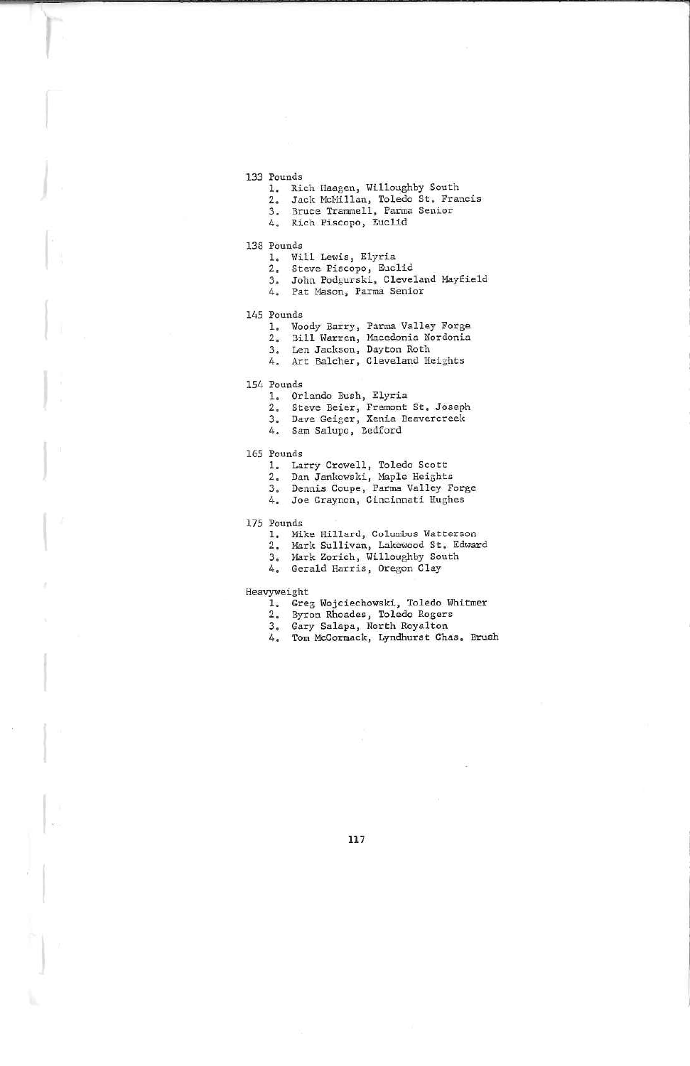133 Pounds
1. Rich Haagen, Willoughby South
2. Jack McMillan, Toledo St. Francis
3. Bruce Trammell, Parma Senior
4. Rich Piscopo, Euclid

138 Pounds
1. Will Lewis, Elyria
2. Steve Piscopo, Euclid
3. John Podgurski, Cleveland Mayfield
4. Pat Mason, Parma Senior

145 Pounds
1. Woody Barry, Parma Valley Forge
2. Bill Warren, Macedonia Nordonia
3. Len Jackson, Dayton Roth
4. Art Balcher, Cleveland Heights

154 Pounds
1. Orlando Bush, Elyria
2. Steve Beier, Fremont St. Joseph
3. Dave Geiger, Xenia Beavercreek
4. Sam Salupo, Bedford

165 Pounds
1. Larry Crowell, Toledo Scott
2. Dan Jankowski, Maple Heights
3. Dennis Coupe, Parma Valley Forge
4. Joe Graynon, Cincinnati Hughes

175 Pounds
1. Mike Hillard, Columbus Watterson
2. Mark Sullivan, Lakewood St. Edward
3. Mark Zorich, Willoughby South
4. Gerald Harris, Oregon Clay

Heavyweight
1. Greg Wojciechowski, Toledo Whitmer
2. Byron Rhoades, Toledo Rogers
3. Gary Salapa, North Royalton
4. Tom McCormack, Lyndhurst Chas. Brush